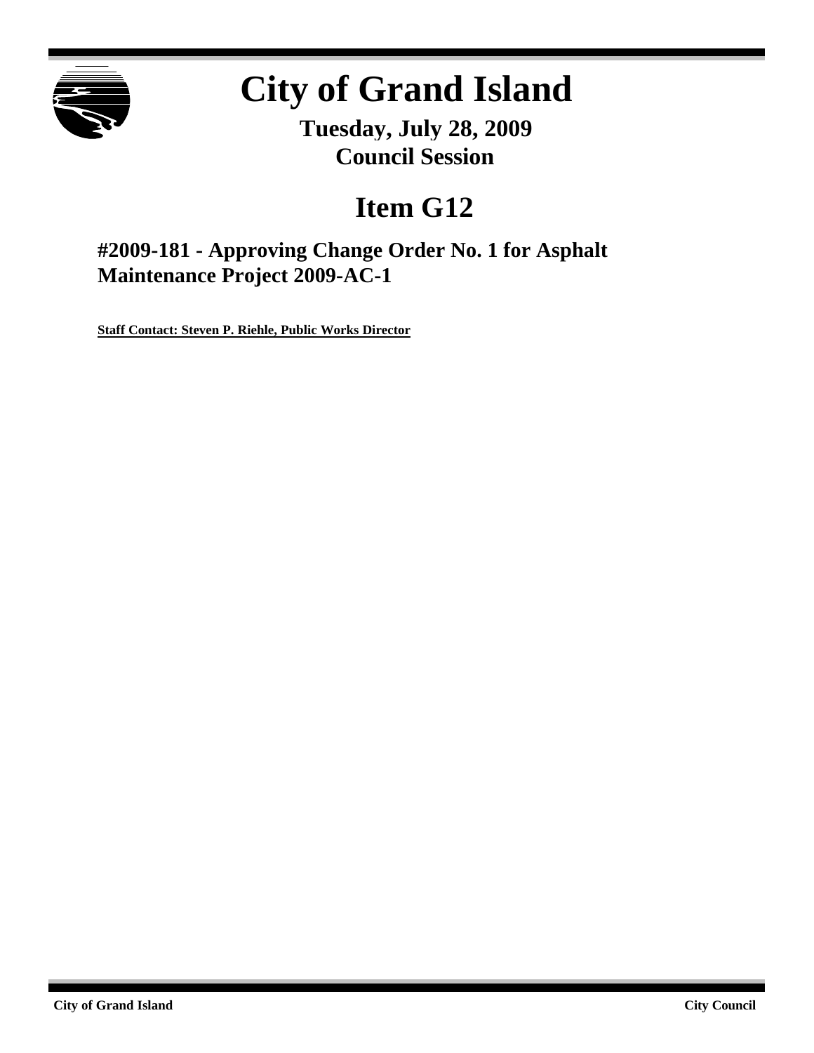# City of Grand Island

**Tuesday, July 28, 2009**
**Council Session**

## Item G12

### #2009-181 - Approving Change Order No. 1 for Asphalt Maintenance Project 2009-AC-1

**Staff Contact: Steven P. Riehle, Public Works Director**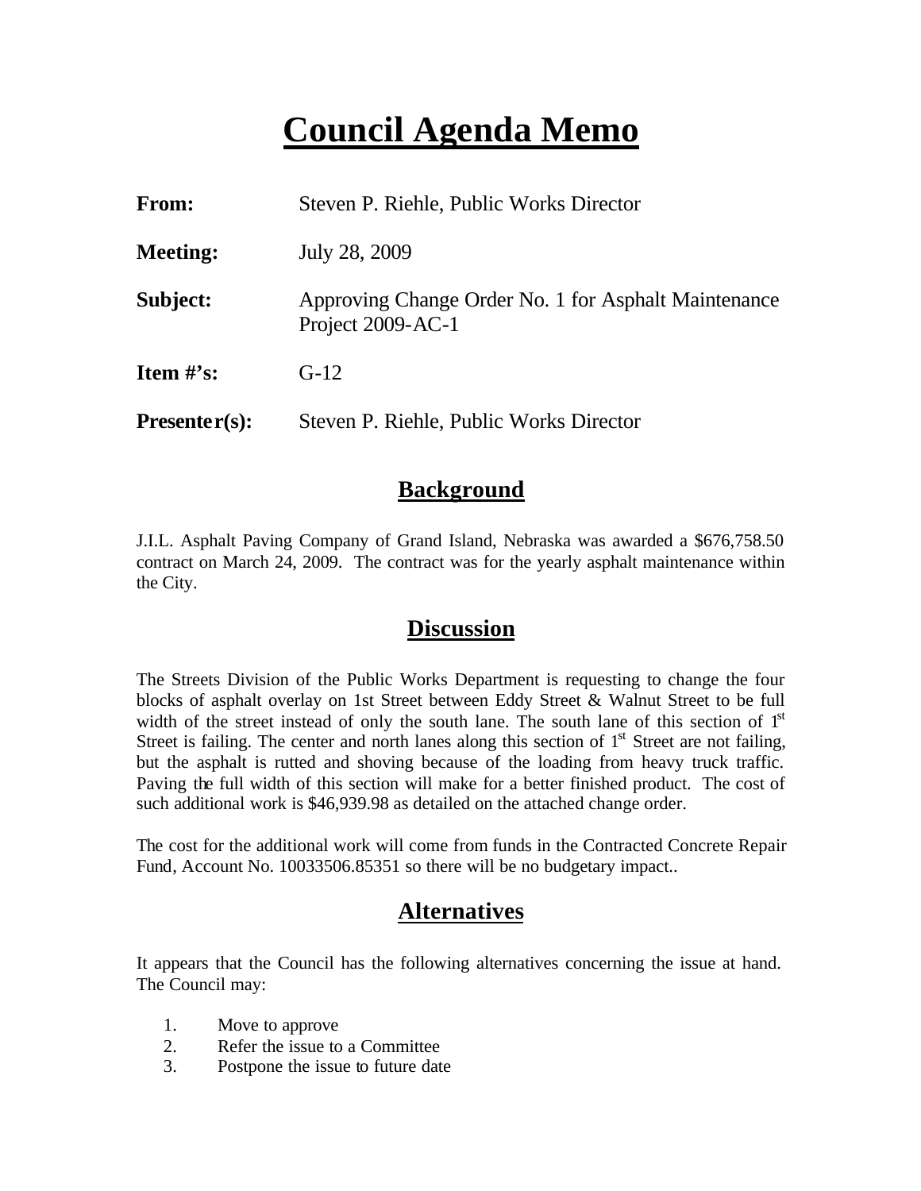# Council Agenda Memo

| | |
|---|---|
| **From:** | Steven P. Riehle, Public Works Director |
| **Meeting:** | July 28, 2009 |
| **Subject:** | Approving Change Order No. 1 for Asphalt Maintenance Project 2009-AC-1 |
| **Item #'s:** | G-12 |
| **Presenter(s):** | Steven P. Riehle, Public Works Director |

## Background

J.I.L. Asphalt Paving Company of Grand Island, Nebraska was awarded a $676,758.50 contract on March 24, 2009. The contract was for the yearly asphalt maintenance within the City.

## Discussion

The Streets Division of the Public Works Department is requesting to change the four blocks of asphalt overlay on 1st Street between Eddy Street & Walnut Street to be full width of the street instead of only the south lane. The south lane of this section of 1st Street is failing. The center and north lanes along this section of 1st Street are not failing, but the asphalt is rutted and shoving because of the loading from heavy truck traffic. Paving the full width of this section will make for a better finished product. The cost of such additional work is $46,939.98 as detailed on the attached change order.

The cost for the additional work will come from funds in the Contracted Concrete Repair Fund, Account No. 10033506.85351 so there will be no budgetary impact..

## Alternatives

It appears that the Council has the following alternatives concerning the issue at hand. The Council may:

1. Move to approve
2. Refer the issue to a Committee
3. Postpone the issue to future date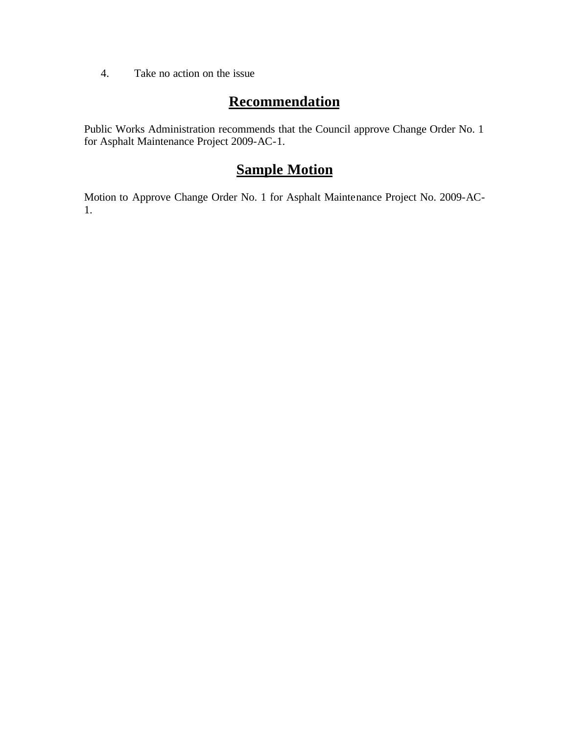4. Take no action on the issue

## Recommendation

Public Works Administration recommends that the Council approve Change Order No. 1 for Asphalt Maintenance Project 2009-AC-1.

## Sample Motion

Motion to Approve Change Order No. 1 for Asphalt Maintenance Project No. 2009-AC-1.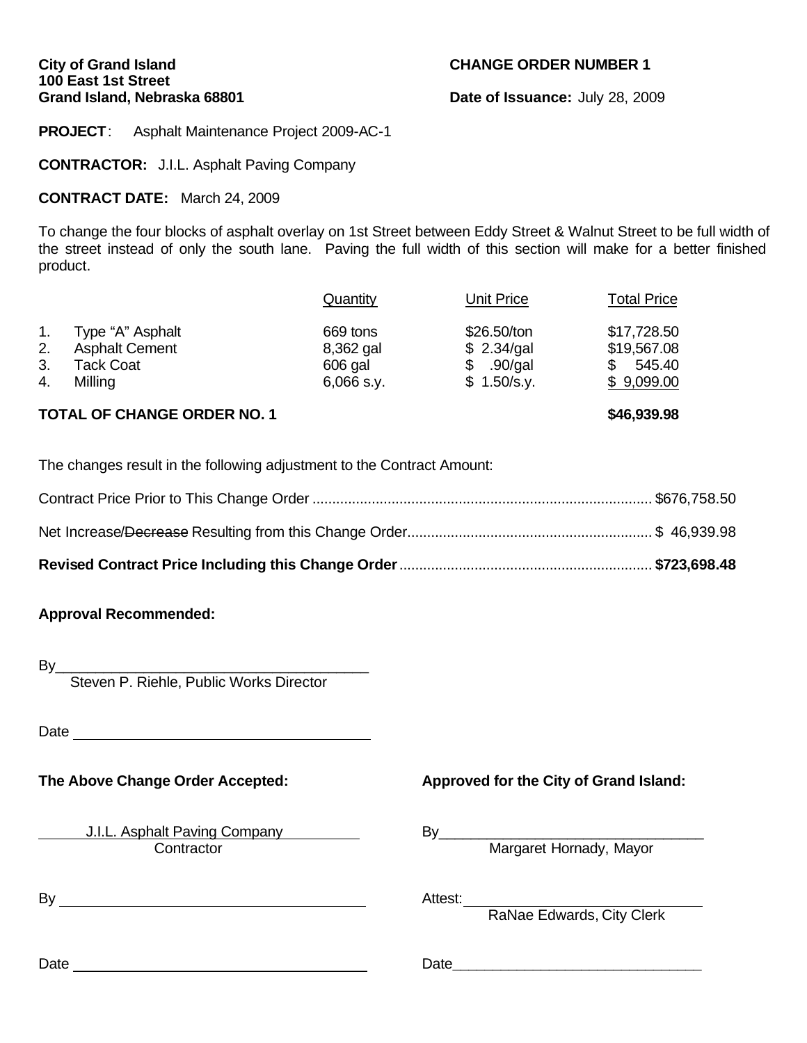**City of Grand Island**
**100 East 1st Street**
**Grand Island, Nebraska 68801**

**CHANGE ORDER NUMBER 1**

**Date of Issuance:** July 28, 2009

**PROJECT**: Asphalt Maintenance Project 2009-AC-1

**CONTRACTOR:** J.I.L. Asphalt Paving Company

**CONTRACT DATE:** March 24, 2009

To change the four blocks of asphalt overlay on 1st Street between Eddy Street & Walnut Street to be full width of the street instead of only the south lane. Paving the full width of this section will make for a better finished product.

| | | Quantity | Unit Price | Total Price |
|---|---|---|---|---|
| 1. | Type "A" Asphalt | 669 tons | $26.50/ton | $17,728.50 |
| 2. | Asphalt Cement | 8,362 gal | $ 2.34/gal | $19,567.08 |
| 3. | Tack Coat | 606 gal | $ .90/gal | $ 545.40 |
| 4. | Milling | 6,066 s.y. | $ 1.50/s.y. | $ 9,099.00 |
| **TOTAL OF CHANGE ORDER NO. 1** | | | | **$46,939.98** |

The changes result in the following adjustment to the Contract Amount:

Contract Price Prior to This Change Order ........ $676,758.50

Net Increase/~~Decrease~~ Resulting from this Change Order........ $ 46,939.98

**Revised Contract Price Including this Change Order** ........ **$723,698.48**

**Approval Recommended:**

By_______________________________________
Steven P. Riehle, Public Works Director

Date _____________________________________

**The Above Change Order Accepted:**

J.I.L. Asphalt Paving Company
Contractor

By _____________________________________

Date _____________________________________

**Approved for the City of Grand Island:**

By_________________________________
Margaret Hornady, Mayor

Attest:_____________________________
RaNae Edwards, City Clerk

Date_______________________________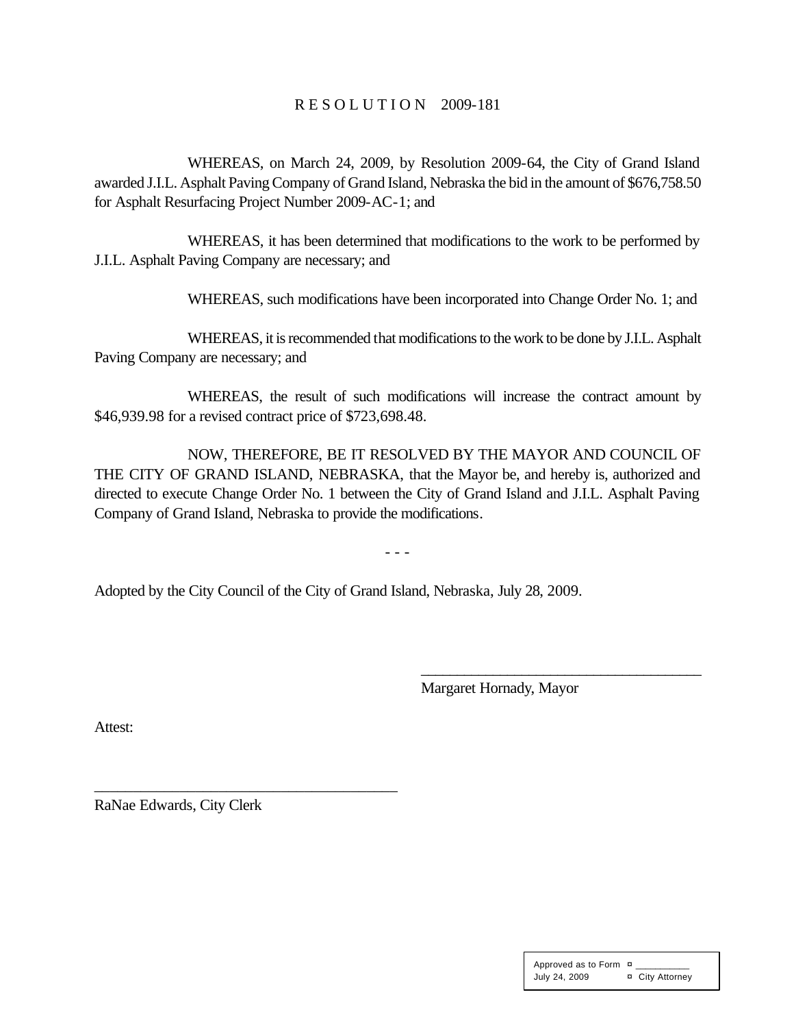# R E S O L U T I O N 2009-181

WHEREAS, on March 24, 2009, by Resolution 2009-64, the City of Grand Island awarded J.I.L. Asphalt Paving Company of Grand Island, Nebraska the bid in the amount of $676,758.50 for Asphalt Resurfacing Project Number 2009-AC-1; and

WHEREAS, it has been determined that modifications to the work to be performed by J.I.L. Asphalt Paving Company are necessary; and

WHEREAS, such modifications have been incorporated into Change Order No. 1; and

WHEREAS, it is recommended that modifications to the work to be done by J.I.L. Asphalt Paving Company are necessary; and

WHEREAS, the result of such modifications will increase the contract amount by $46,939.98 for a revised contract price of $723,698.48.

NOW, THEREFORE, BE IT RESOLVED BY THE MAYOR AND COUNCIL OF THE CITY OF GRAND ISLAND, NEBRASKA, that the Mayor be, and hereby is, authorized and directed to execute Change Order No. 1 between the City of Grand Island and J.I.L. Asphalt Paving Company of Grand Island, Nebraska to provide the modifications.

- - -

Adopted by the City Council of the City of Grand Island, Nebraska, July 28, 2009.

_____________________________________
Margaret Hornady, Mayor

Attest:

_____________________________________
RaNae Edwards, City Clerk

| | |
|---|---|
| Approved as to Form | ¤ ___________ |
| July 24, 2009 | ¤ City Attorney |